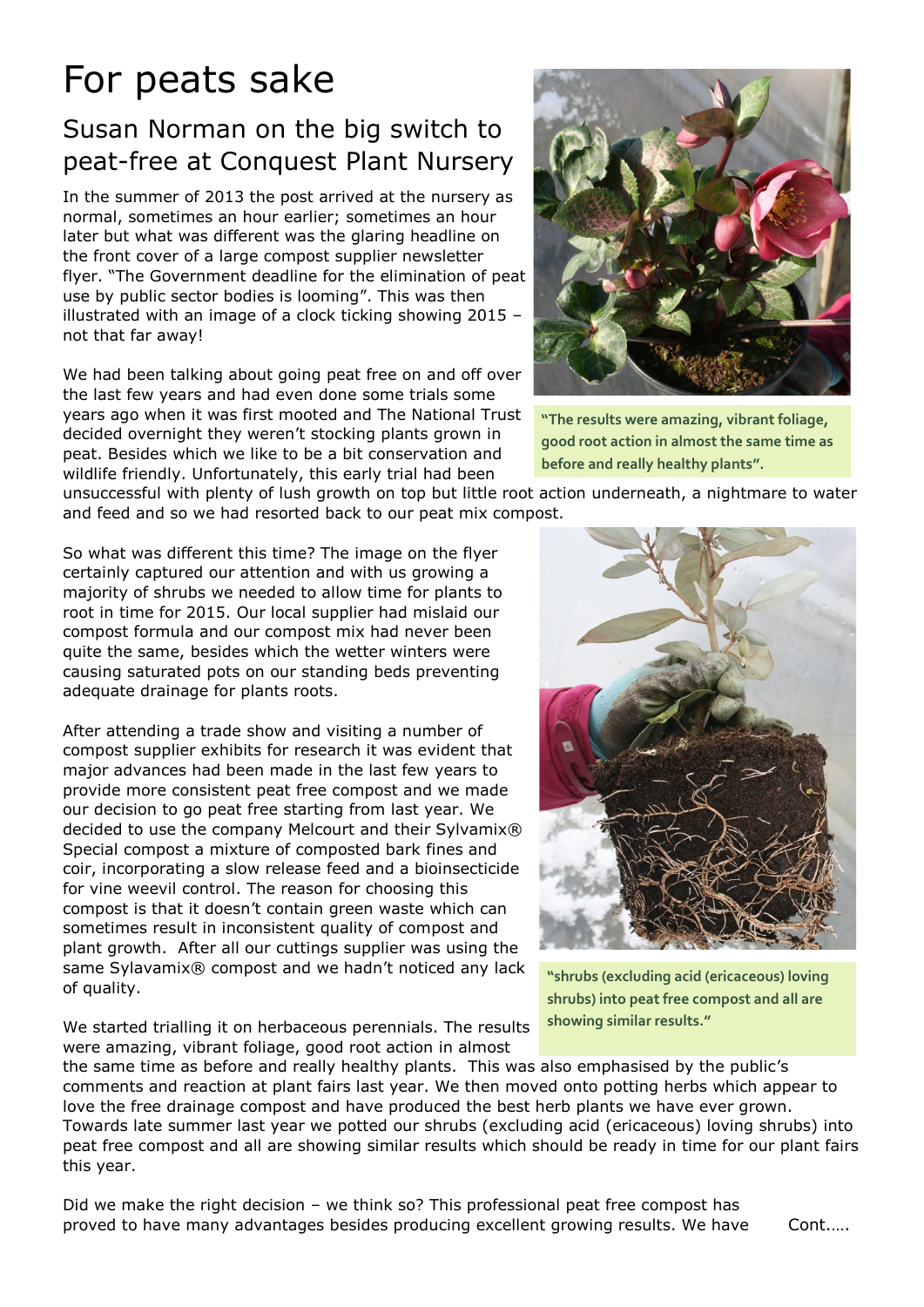# For peats sake

## Susan Norman on the big switch to peat-free at Conquest Plant Nursery

In the summer of 2013 the post arrived at the nursery as normal, sometimes an hour earlier; sometimes an hour later but what was different was the glaring headline on the front cover of a large compost supplier newsletter flyer. "The Government deadline for the elimination of peat use by public sector bodies is looming". This was then illustrated with an image of a clock ticking showing 2015 – not that far away!

We had been talking about going peat free on and off over the last few years and had even done some trials some years ago when it was first mooted and The National Trust decided overnight they weren't stocking plants grown in peat. Besides which we like to be a bit conservation and wildlife friendly. Unfortunately, this early trial had been unsuccessful with plenty of lush growth on top but little root action underneath, a nightmare to water and feed and so we had resorted back to our peat mix compost.

"The results were amazing, vibrant foliage, good root action in almost the same time as before and really healthy plants".

So what was different this time? The image on the flyer certainly captured our attention and with us growing a majority of shrubs we needed to allow time for plants to root in time for 2015. Our local supplier had mislaid our compost formula and our compost mix had never been quite the same, besides which the wetter winters were causing saturated pots on our standing beds preventing adequate drainage for plants roots.

After attending a trade show and visiting a number of compost supplier exhibits for research it was evident that major advances had been made in the last few years to provide more consistent peat free compost and we made our decision to go peat free starting from last year. We decided to use the company Melcourt and their Sylvamix® Special compost a mixture of composted bark fines and coir, incorporating a slow release feed and a bioinsecticide for vine weevil control. The reason for choosing this compost is that it doesn't contain green waste which can sometimes result in inconsistent quality of compost and plant growth. After all our cuttings supplier was using the same Sylavamix® compost and we hadn't noticed any lack of quality.

"shrubs (excluding acid (ericaceous) loving shrubs) into peat free compost and all are showing similar results."

We started trialling it on herbaceous perennials. The results were amazing, vibrant foliage, good root action in almost the same time as before and really healthy plants. This was also emphasised by the public's comments and reaction at plant fairs last year. We then moved onto potting herbs which appear to love the free drainage compost and have produced the best herb plants we have ever grown. Towards late summer last year we potted our shrubs (excluding acid (ericaceous) loving shrubs) into peat free compost and all are showing similar results which should be ready in time for our plant fairs this year.

Did we make the right decision – we think so? This professional peat free compost has proved to have many advantages besides producing excellent growing results. We have Cont…..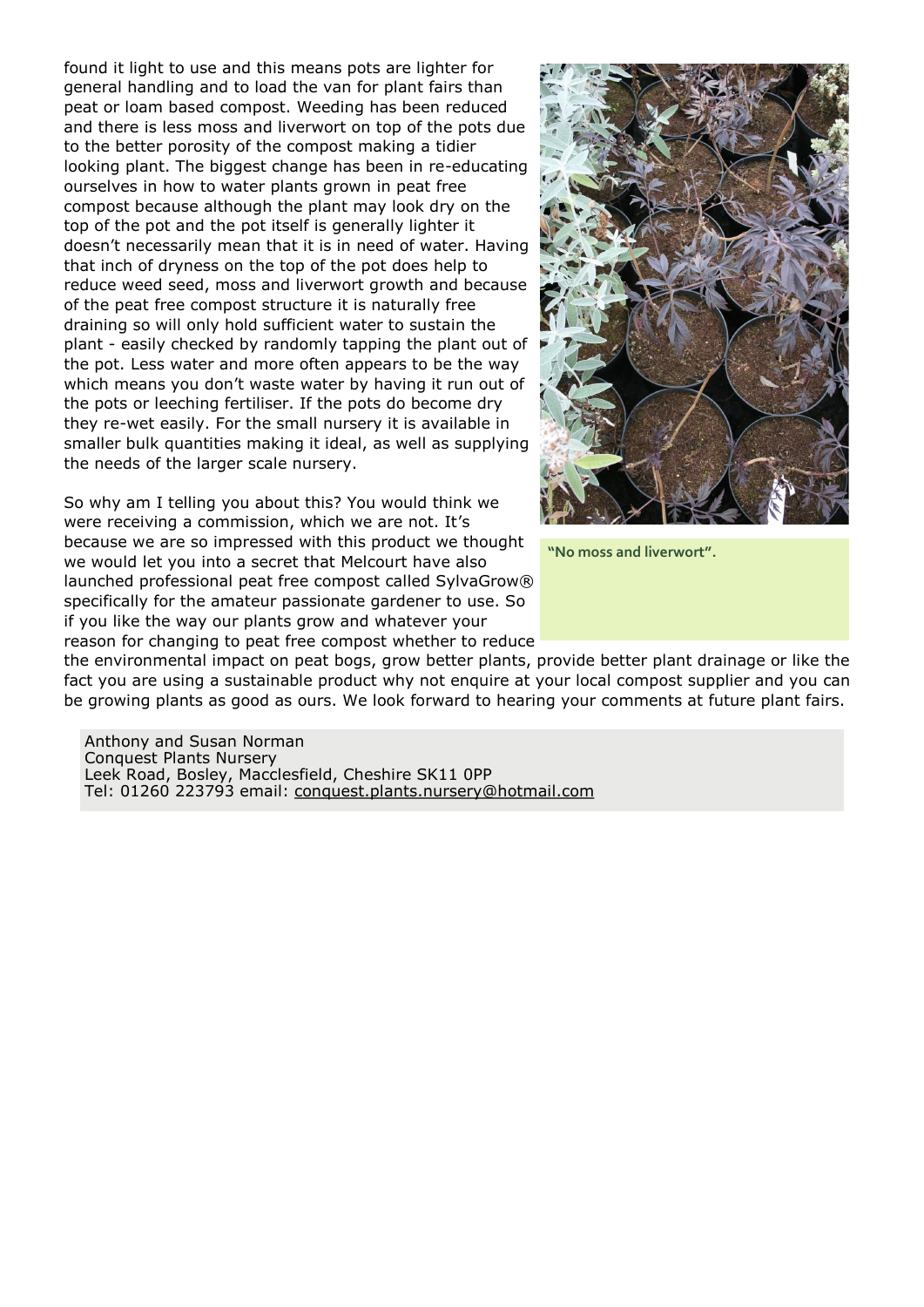found it light to use and this means pots are lighter for general handling and to load the van for plant fairs than peat or loam based compost. Weeding has been reduced and there is less moss and liverwort on top of the pots due to the better porosity of the compost making a tidier looking plant. The biggest change has been in re-educating ourselves in how to water plants grown in peat free compost because although the plant may look dry on the top of the pot and the pot itself is generally lighter it doesn't necessarily mean that it is in need of water. Having that inch of dryness on the top of the pot does help to reduce weed seed, moss and liverwort growth and because of the peat free compost structure it is naturally free draining so will only hold sufficient water to sustain the plant - easily checked by randomly tapping the plant out of the pot. Less water and more often appears to be the way which means you don't waste water by having it run out of the pots or leeching fertiliser. If the pots do become dry they re-wet easily. For the small nursery it is available in smaller bulk quantities making it ideal, as well as supplying the needs of the larger scale nursery.

"No moss and liverwort".

So why am I telling you about this? You would think we were receiving a commission, which we are not. It's because we are so impressed with this product we thought we would let you into a secret that Melcourt have also launched professional peat free compost called SylvaGrow® specifically for the amateur passionate gardener to use. So if you like the way our plants grow and whatever your reason for changing to peat free compost whether to reduce the environmental impact on peat bogs, grow better plants, provide better plant drainage or like the fact you are using a sustainable product why not enquire at your local compost supplier and you can be growing plants as good as ours. We look forward to hearing your comments at future plant fairs.

Anthony and Susan Norman
Conquest Plants Nursery
Leek Road, Bosley, Macclesfield, Cheshire SK11 0PP
Tel: 01260 223793 email: conquest.plants.nursery@hotmail.com